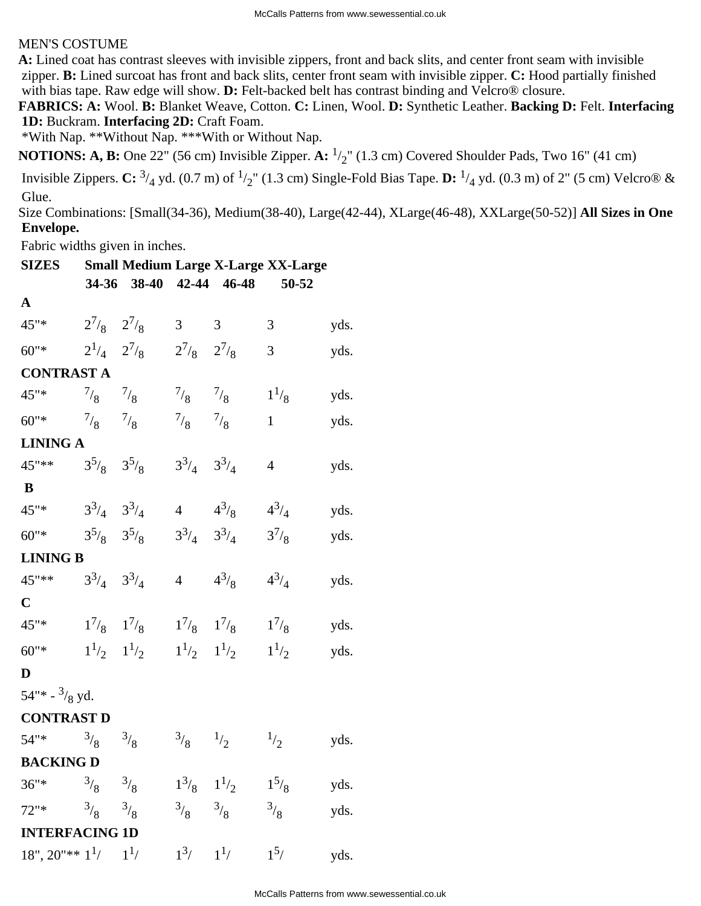MEN'S COSTUME

**A:** Lined coat has contrast sleeves with invisible zippers, front and back slits, and center front seam with invisible zipper. **B:** Lined surcoat has front and back slits, center front seam with invisible zipper. **C:** Hood partially finished with bias tape. Raw edge will show. **D:** Felt-backed belt has contrast binding and Velcro® closure.

**FABRICS: A:** Wool. **B:** Blanket Weave, Cotton. **C:** Linen, Wool. **D:** Synthetic Leather. **Backing D:** Felt. **Interfacing 1D:** Buckram. **Interfacing 2D:** Craft Foam.

*With Nap. **Without Nap. ***With or Without Nap.

**NOTIONS: A, B:** One 22" (56 cm) Invisible Zipper. **A:** 1/2" (1.3 cm) Covered Shoulder Pads, Two 16" (41 cm) Invisible Zippers. **C:** 3/4 yd. (0.7 m) of 1/2" (1.3 cm) Single-Fold Bias Tape. **D:** 1/4 yd. (0.3 m) of 2" (5 cm) Velcro® & Glue.

Size Combinations: [Small(34-36), Medium(38-40), Large(42-44), XLarge(46-48), XXLarge(50-52)] **All Sizes in One Envelope.**

Fabric widths given in inches.

| SIZES | Small | Medium | Large | X-Large | XX-Large | |
|---|---|---|---|---|---|---|
| | 34-36 | 38-40 | 42-44 | 46-48 | 50-52 | |
| **A** | | | | | | |
| 45"* | 2 7/8 | 2 7/8 | 3 | 3 | 3 | yds. |
| 60"* | 2 1/4 | 2 7/8 | 2 7/8 | 2 7/8 | 3 | yds. |
| **CONTRAST A** | | | | | | |
| 45"* | 7/8 | 7/8 | 7/8 | 7/8 | 1 1/8 | yds. |
| 60"* | 7/8 | 7/8 | 7/8 | 7/8 | 1 | yds. |
| **LINING A** | | | | | | |
| 45"** | 3 5/8 | 3 5/8 | 3 3/4 | 3 3/4 | 4 | yds. |
| **B** | | | | | | |
| 45"* | 3 3/4 | 3 3/4 | 4 | 4 3/8 | 4 3/4 | yds. |
| 60"* | 3 5/8 | 3 5/8 | 3 3/4 | 3 3/4 | 3 7/8 | yds. |
| **LINING B** | | | | | | |
| 45"** | 3 3/4 | 3 3/4 | 4 | 4 3/8 | 4 3/4 | yds. |
| **C** | | | | | | |
| 45"* | 1 7/8 | 1 7/8 | 1 7/8 | 1 7/8 | 1 7/8 | yds. |
| 60"* | 1 1/2 | 1 1/2 | 1 1/2 | 1 1/2 | 1 1/2 | yds. |
| **D** | | | | | | |
| 54"* - 3/8 yd. | | | | | | |
| **CONTRAST D** | | | | | | |
| 54"* | 3/8 | 3/8 | 3/8 | 1/2 | 1/2 | yds. |
| **BACKING D** | | | | | | |
| 36"* | 3/8 | 3/8 | 1 3/8 | 1 1/2 | 1 5/8 | yds. |
| 72"* | 3/8 | 3/8 | 3/8 | 3/8 | 3/8 | yds. |
| **INTERFACING 1D** | | | | | | |
| 18", 20"** | 1 1/ | 1 1/ | 1 3/ | 1 1/ | 1 5/ | yds. |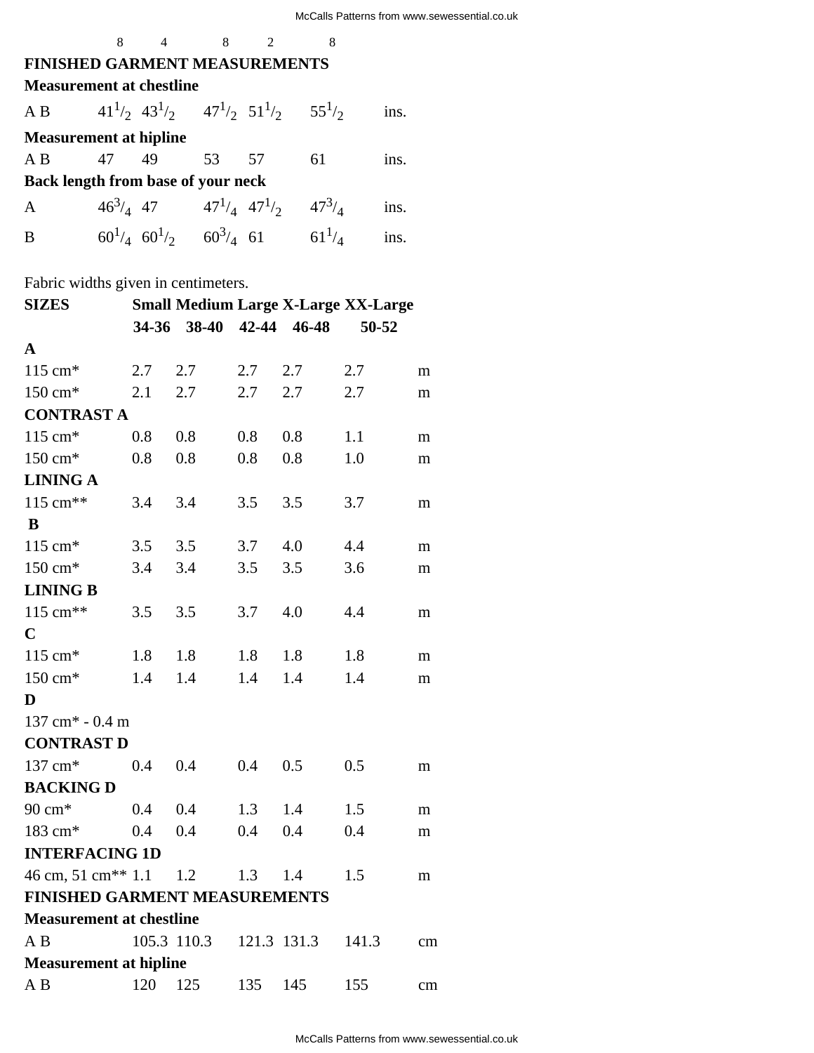8 4 8 2 8

**FINISHED GARMENT MEASUREMENTS**

**Measurement at chestline**

| | | | | | | |
|---|---|---|---|---|---|---|
| A B | $41^1/_2$ | $43^1/_2$ | $47^1/_2$ | $51^1/_2$ | $55^1/_2$ | ins. |

**Measurement at hipline**

| | | | | | | |
|---|---|---|---|---|---|---|
| A B | 47 | 49 | 53 | 57 | 61 | ins. |

**Back length from base of your neck**

| | | | | | | |
|---|---|---|---|---|---|---|
| A | $46^3/_4$ | 47 | $47^1/_4$ | $47^1/_2$ | $47^3/_4$ | ins. |
| B | $60^1/_4$ | $60^1/_2$ | $60^3/_4$ | 61 | $61^1/_4$ | ins. |

Fabric widths given in centimeters.

| **SIZES** | **Small** | **Medium** | **Large** | **X-Large** | **XX-Large** | |
|---|---|---|---|---|---|---|
| | **34-36** | **38-40** | **42-44** | **46-48** | **50-52** | |
| **A** | | | | | | |
| 115 cm* | 2.7 | 2.7 | 2.7 | 2.7 | 2.7 | m |
| 150 cm* | 2.1 | 2.7 | 2.7 | 2.7 | 2.7 | m |
| **CONTRAST A** | | | | | | |
| 115 cm* | 0.8 | 0.8 | 0.8 | 0.8 | 1.1 | m |
| 150 cm* | 0.8 | 0.8 | 0.8 | 0.8 | 1.0 | m |
| **LINING A** | | | | | | |
| 115 cm** | 3.4 | 3.4 | 3.5 | 3.5 | 3.7 | m |
| **B** | | | | | | |
| 115 cm* | 3.5 | 3.5 | 3.7 | 4.0 | 4.4 | m |
| 150 cm* | 3.4 | 3.4 | 3.5 | 3.5 | 3.6 | m |
| **LINING B** | | | | | | |
| 115 cm** | 3.5 | 3.5 | 3.7 | 4.0 | 4.4 | m |
| **C** | | | | | | |
| 115 cm* | 1.8 | 1.8 | 1.8 | 1.8 | 1.8 | m |
| 150 cm* | 1.4 | 1.4 | 1.4 | 1.4 | 1.4 | m |
| **D** | | | | | | |
| 137 cm* - 0.4 m | | | | | | |
| **CONTRAST D** | | | | | | |
| 137 cm* | 0.4 | 0.4 | 0.4 | 0.5 | 0.5 | m |
| **BACKING D** | | | | | | |
| 90 cm* | 0.4 | 0.4 | 1.3 | 1.4 | 1.5 | m |
| 183 cm* | 0.4 | 0.4 | 0.4 | 0.4 | 0.4 | m |
| **INTERFACING 1D** | | | | | | |
| 46 cm, 51 cm** | 1.1 | 1.2 | 1.3 | 1.4 | 1.5 | m |

**FINISHED GARMENT MEASUREMENTS**

**Measurement at chestline**

| | | | | | | |
|---|---|---|---|---|---|---|
| A B | 105.3 | 110.3 | 121.3 | 131.3 | 141.3 | cm |

**Measurement at hipline**

| | | | | | | |
|---|---|---|---|---|---|---|
| A B | 120 | 125 | 135 | 145 | 155 | cm |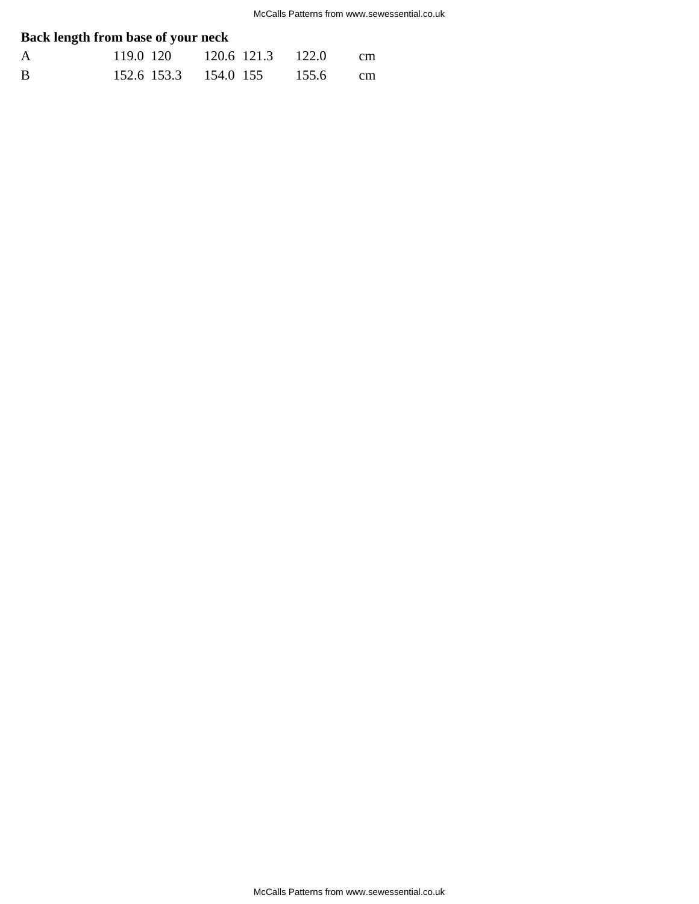**Back length from base of your neck**

| | | | | | | |
|---|---|---|---|---|---|---|
| A | 119.0 | 120 | 120.6 | 121.3 | 122.0 | cm |
| B | 152.6 | 153.3 | 154.0 | 155 | 155.6 | cm |